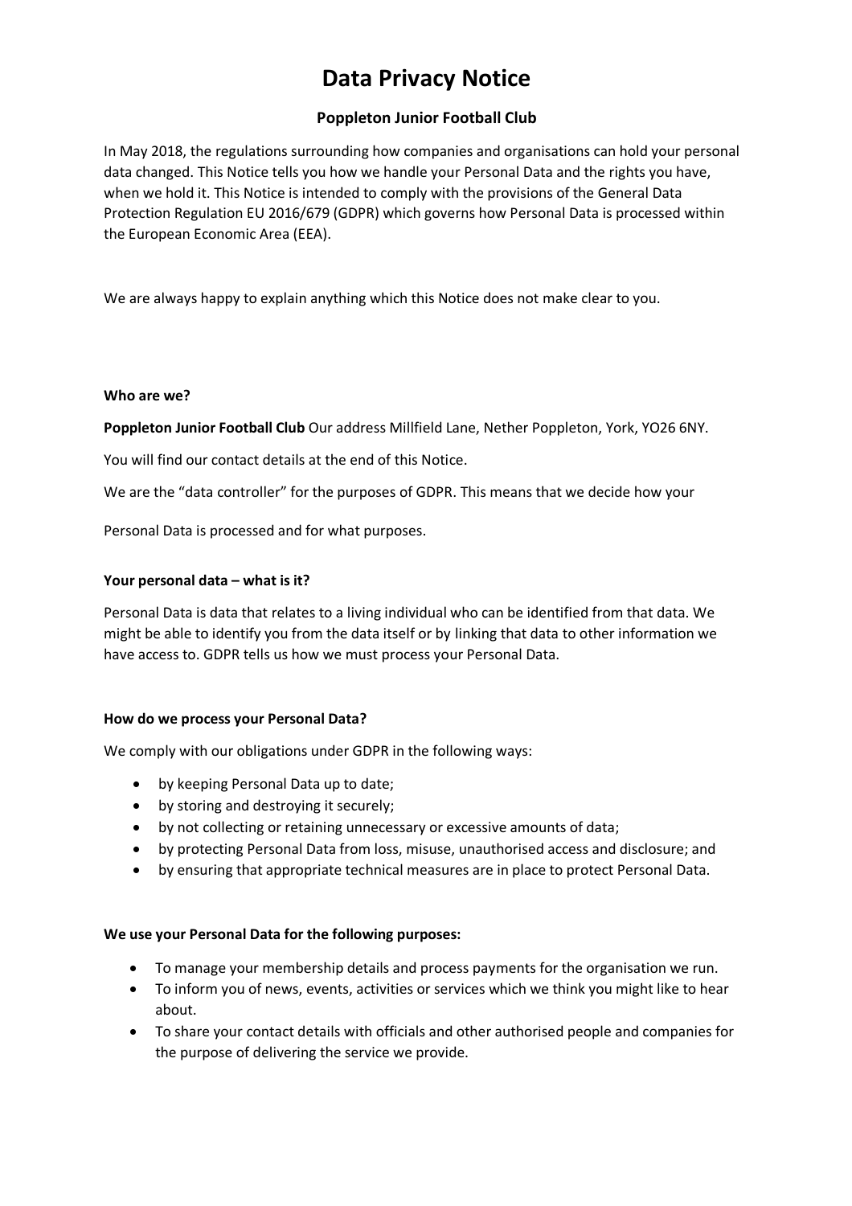# Data Privacy Notice

## Poppleton Junior Football Club

In May 2018, the regulations surrounding how companies and organisations can hold your personal data changed. This Notice tells you how we handle your Personal Data and the rights you have, when we hold it. This Notice is intended to comply with the provisions of the General Data Protection Regulation EU 2016/679 (GDPR) which governs how Personal Data is processed within the European Economic Area (EEA).

We are always happy to explain anything which this Notice does not make clear to you.

**Who are we?**

**Poppleton Junior Football Club** Our address Millfield Lane, Nether Poppleton, York, YO26 6NY.

You will find our contact details at the end of this Notice.

We are the "data controller" for the purposes of GDPR. This means that we decide how your

Personal Data is processed and for what purposes.

**Your personal data – what is it?**

Personal Data is data that relates to a living individual who can be identified from that data. We might be able to identify you from the data itself or by linking that data to other information we have access to. GDPR tells us how we must process your Personal Data.

**How do we process your Personal Data?**

We comply with our obligations under GDPR in the following ways:

- by keeping Personal Data up to date;
- by storing and destroying it securely;
- by not collecting or retaining unnecessary or excessive amounts of data;
- by protecting Personal Data from loss, misuse, unauthorised access and disclosure; and
- by ensuring that appropriate technical measures are in place to protect Personal Data.

**We use your Personal Data for the following purposes:**

- To manage your membership details and process payments for the organisation we run.
- To inform you of news, events, activities or services which we think you might like to hear about.
- To share your contact details with officials and other authorised people and companies for the purpose of delivering the service we provide.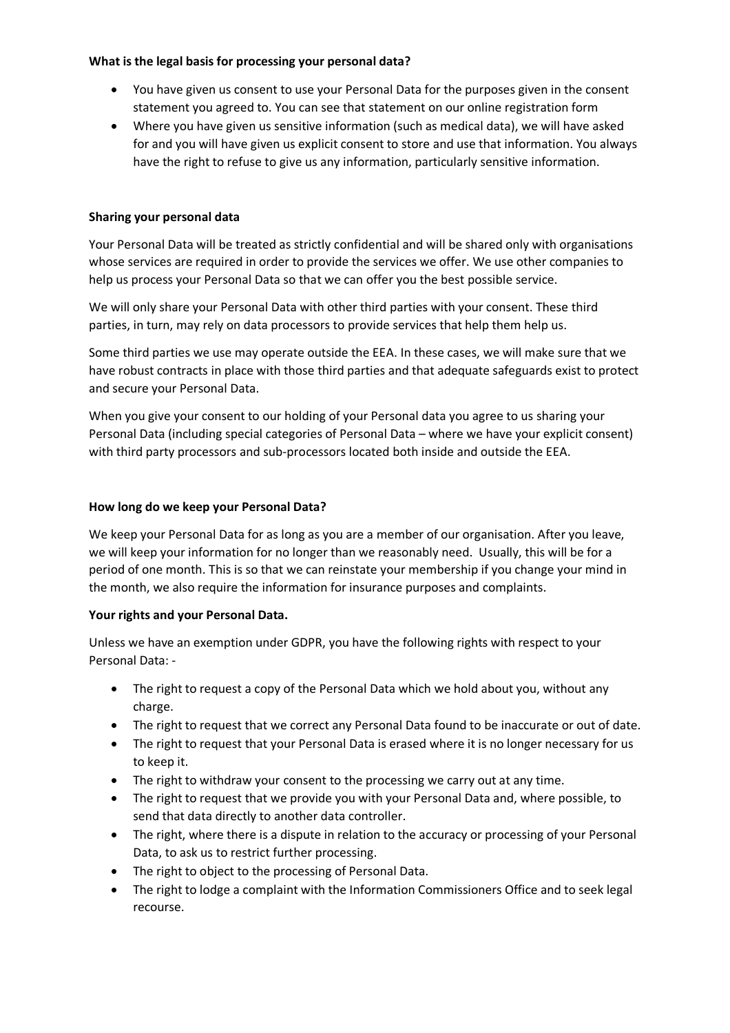**What is the legal basis for processing your personal data?**

- You have given us consent to use your Personal Data for the purposes given in the consent statement you agreed to. You can see that statement on our online registration form
- Where you have given us sensitive information (such as medical data), we will have asked for and you will have given us explicit consent to store and use that information. You always have the right to refuse to give us any information, particularly sensitive information.

**Sharing your personal data**

Your Personal Data will be treated as strictly confidential and will be shared only with organisations whose services are required in order to provide the services we offer. We use other companies to help us process your Personal Data so that we can offer you the best possible service.

We will only share your Personal Data with other third parties with your consent. These third parties, in turn, may rely on data processors to provide services that help them help us.

Some third parties we use may operate outside the EEA. In these cases, we will make sure that we have robust contracts in place with those third parties and that adequate safeguards exist to protect and secure your Personal Data.

When you give your consent to our holding of your Personal data you agree to us sharing your Personal Data (including special categories of Personal Data – where we have your explicit consent) with third party processors and sub-processors located both inside and outside the EEA.

**How long do we keep your Personal Data?**

We keep your Personal Data for as long as you are a member of our organisation. After you leave, we will keep your information for no longer than we reasonably need. Usually, this will be for a period of one month. This is so that we can reinstate your membership if you change your mind in the month, we also require the information for insurance purposes and complaints.

**Your rights and your Personal Data.**

Unless we have an exemption under GDPR, you have the following rights with respect to your Personal Data: -

- The right to request a copy of the Personal Data which we hold about you, without any charge.
- The right to request that we correct any Personal Data found to be inaccurate or out of date.
- The right to request that your Personal Data is erased where it is no longer necessary for us to keep it.
- The right to withdraw your consent to the processing we carry out at any time.
- The right to request that we provide you with your Personal Data and, where possible, to send that data directly to another data controller.
- The right, where there is a dispute in relation to the accuracy or processing of your Personal Data, to ask us to restrict further processing.
- The right to object to the processing of Personal Data.
- The right to lodge a complaint with the Information Commissioners Office and to seek legal recourse.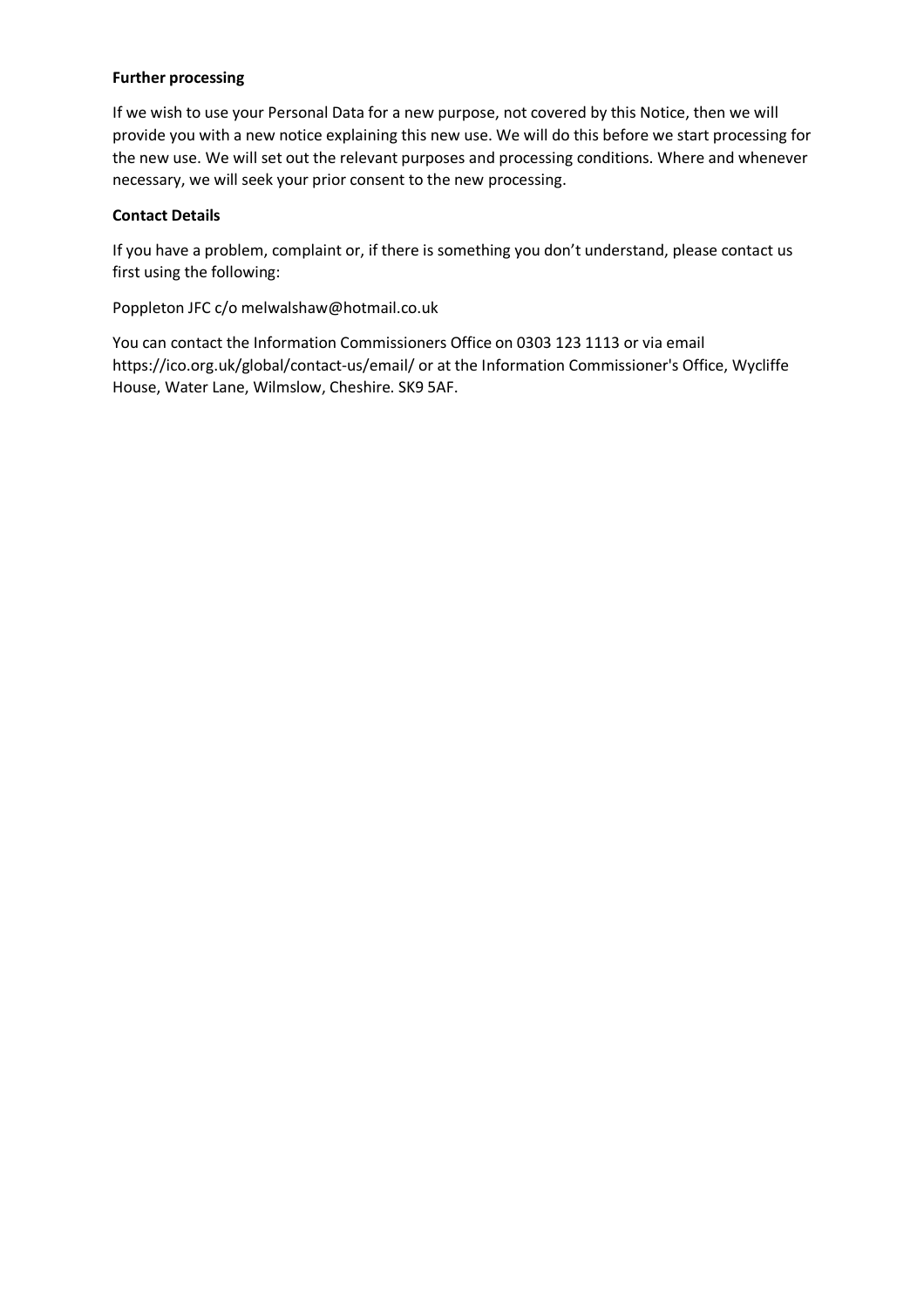**Further processing**

If we wish to use your Personal Data for a new purpose, not covered by this Notice, then we will provide you with a new notice explaining this new use. We will do this before we start processing for the new use. We will set out the relevant purposes and processing conditions. Where and whenever necessary, we will seek your prior consent to the new processing.

**Contact Details**

If you have a problem, complaint or, if there is something you don't understand, please contact us first using the following:

Poppleton JFC c/o melwalshaw@hotmail.co.uk

You can contact the Information Commissioners Office on 0303 123 1113 or via email https://ico.org.uk/global/contact-us/email/ or at the Information Commissioner's Office, Wycliffe House, Water Lane, Wilmslow, Cheshire. SK9 5AF.